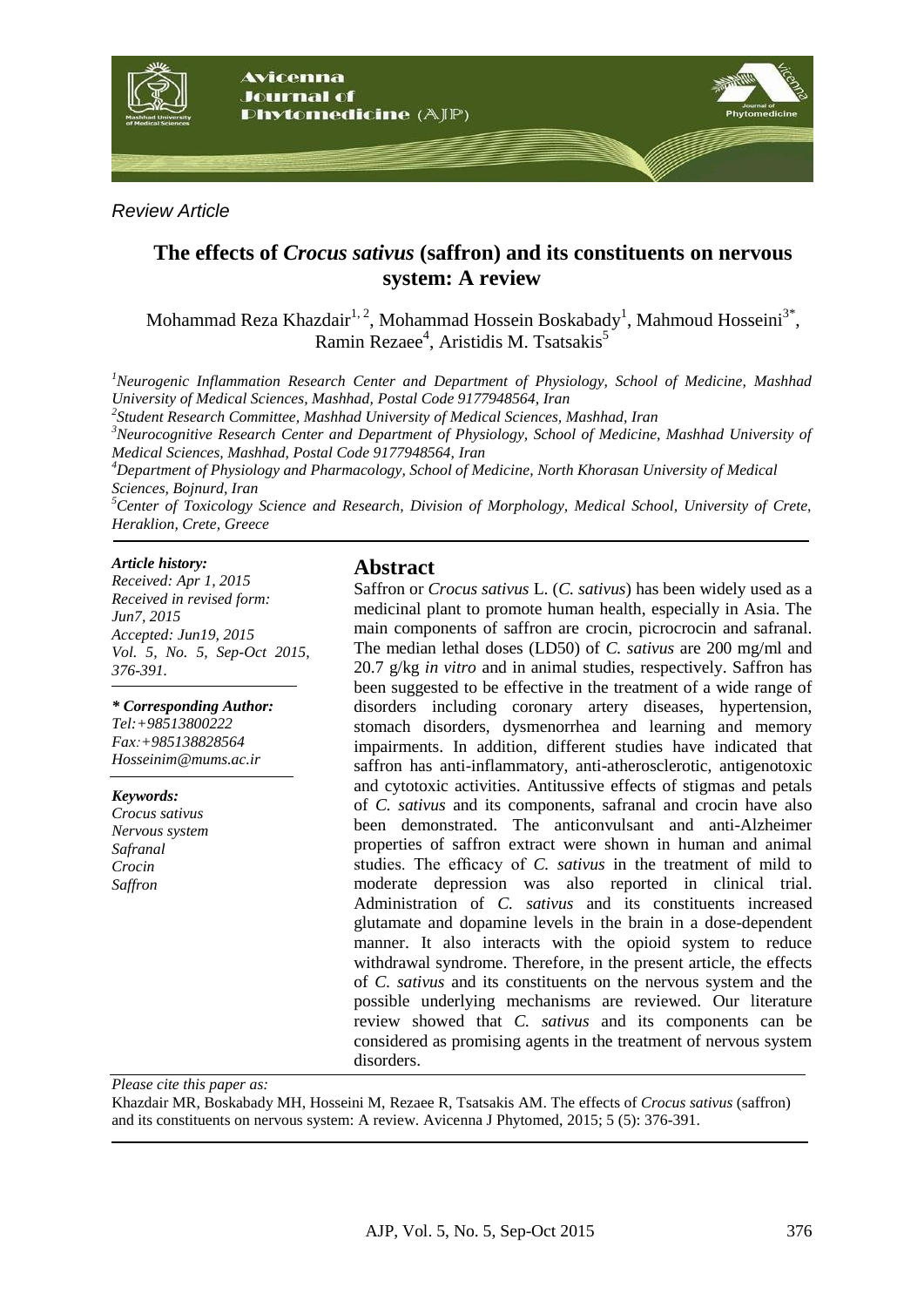*Review Article*

# The effects of *Crocus sativus* (saffron) and its constituents on nervous system: A review

Mohammad Reza Khazdair[1, 2], Mohammad Hossein Boskabady[1], Mahmoud Hosseini[3*], Ramin Rezaee[4], Aristidis M. Tsatsakis[5]

[1]*Neurogenic Inflammation Research Center and Department of Physiology, School of Medicine, Mashhad University of Medical Sciences, Mashhad, Postal Code 9177948564, Iran*

[2]*Student Research Committee, Mashhad University of Medical Sciences, Mashhad, Iran*

[3]*Neurocognitive Research Center and Department of Physiology, School of Medicine, Mashhad University of Medical Sciences, Mashhad, Postal Code 9177948564, Iran*

[4]*Department of Physiology and Pharmacology, School of Medicine, North Khorasan University of Medical Sciences, Bojnurd, Iran*

[5]*Center of Toxicology Science and Research, Division of Morphology, Medical School, University of Crete, Heraklion, Crete, Greece*

***Article history:***
*Received: Apr 1, 2015*
*Received in revised form: Jun7, 2015*
*Accepted: Jun19, 2015*
*Vol. 5, No. 5, Sep-Oct 2015, 376-391.*

***\* Corresponding Author:***
*Tel:+98513800222*
*Fax:+985138828564*
*Hosseinim@mums.ac.ir*

***Keywords:***
*Crocus sativus*
*Nervous system*
*Safranal*
*Crocin*
*Saffron*

## Abstract

Saffron or *Crocus sativus* L. (*C. sativus*) has been widely used as a medicinal plant to promote human health, especially in Asia. The main components of saffron are crocin, picrocrocin and safranal. The median lethal doses (LD50) of *C. sativus* are 200 mg/ml and 20.7 g/kg *in vitro* and in animal studies, respectively. Saffron has been suggested to be effective in the treatment of a wide range of disorders including coronary artery diseases, hypertension, stomach disorders, dysmenorrhea and learning and memory impairments. In addition, different studies have indicated that saffron has anti-inflammatory, anti-atherosclerotic, antigenotoxic and cytotoxic activities. Antitussive effects of stigmas and petals of *C. sativus* and its components, safranal and crocin have also been demonstrated. The anticonvulsant and anti-Alzheimer properties of saffron extract were shown in human and animal studies. The efficacy of *C. sativus* in the treatment of mild to moderate depression was also reported in clinical trial. Administration of *C. sativus* and its constituents increased glutamate and dopamine levels in the brain in a dose-dependent manner. It also interacts with the opioid system to reduce withdrawal syndrome. Therefore, in the present article, the effects of *C. sativus* and its constituents on the nervous system and the possible underlying mechanisms are reviewed. Our literature review showed that *C. sativus* and its components can be considered as promising agents in the treatment of nervous system disorders.

*Please cite this paper as:*
Khazdair MR, Boskabady MH, Hosseini M, Rezaee R, Tsatsakis AM. The effects of *Crocus sativus* (saffron) and its constituents on nervous system: A review. Avicenna J Phytomed, 2015; 5 (5): 376-391.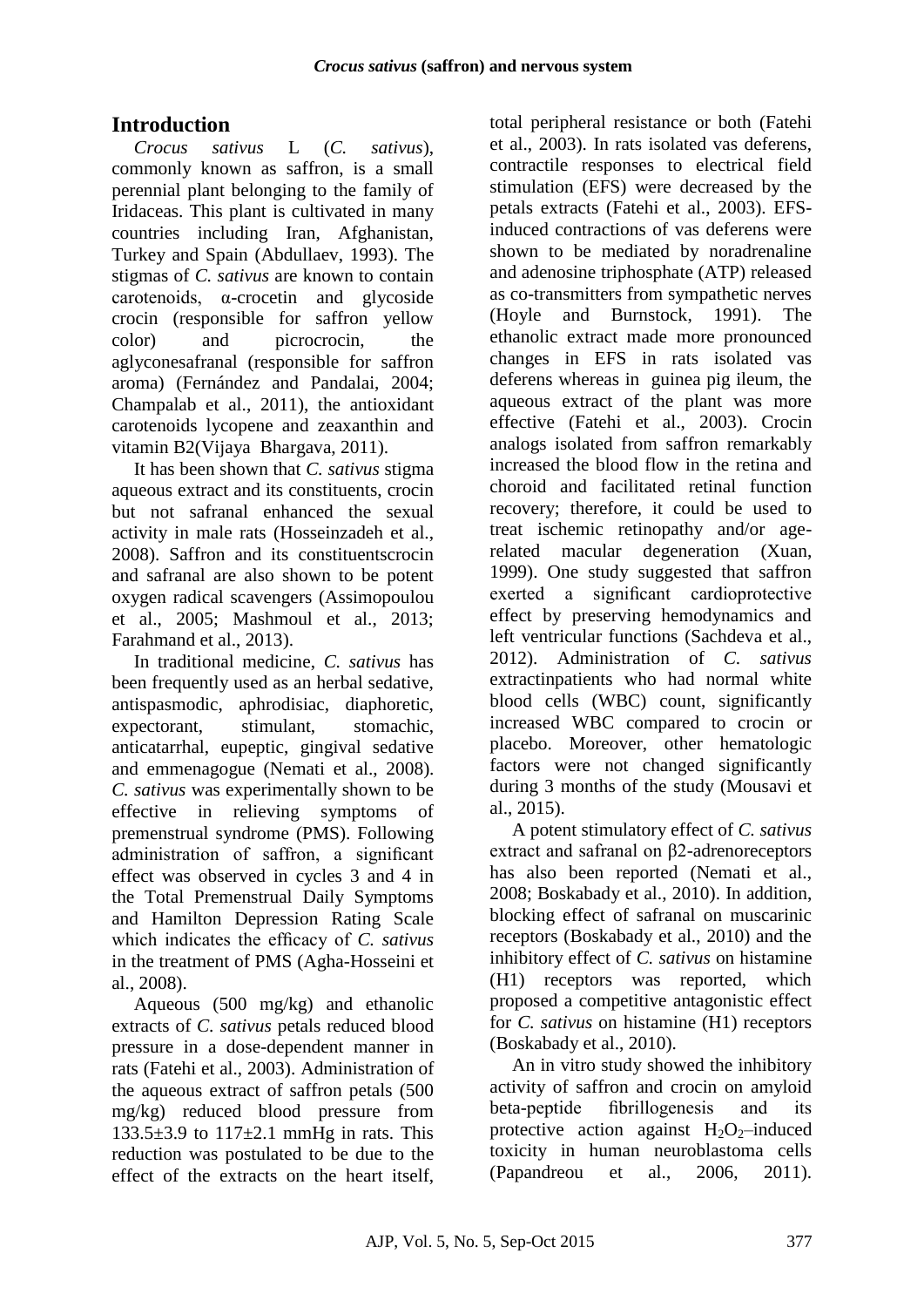## Introduction

*Crocus sativus* L (*C. sativus*), commonly known as saffron, is a small perennial plant belonging to the family of Iridaceas. This plant is cultivated in many countries including Iran, Afghanistan, Turkey and Spain (Abdullaev, 1993). The stigmas of *C. sativus* are known to contain carotenoids, α-crocetin and glycoside crocin (responsible for saffron yellow color) and picrocrocin, the aglyconesafranal (responsible for saffron aroma) (Fernández and Pandalai, 2004; Champalab et al., 2011), the antioxidant carotenoids lycopene and zeaxanthin and vitamin B2(Vijaya Bhargava, 2011).

It has been shown that *C. sativus* stigma aqueous extract and its constituents, crocin but not safranal enhanced the sexual activity in male rats (Hosseinzadeh et al., 2008). Saffron and its constituentscrocin and safranal are also shown to be potent oxygen radical scavengers (Assimopoulou et al., 2005; Mashmoul et al., 2013; Farahmand et al., 2013).

In traditional medicine, *C. sativus* has been frequently used as an herbal sedative, antispasmodic, aphrodisiac, diaphoretic, expectorant, stimulant, stomachic, anticatarrhal, eupeptic, gingival sedative and emmenagogue (Nemati et al., 2008). *C. sativus* was experimentally shown to be effective in relieving symptoms of premenstrual syndrome (PMS). Following administration of saffron, a significant effect was observed in cycles 3 and 4 in the Total Premenstrual Daily Symptoms and Hamilton Depression Rating Scale which indicates the efficacy of *C. sativus* in the treatment of PMS (Agha-Hosseini et al., 2008).

Aqueous (500 mg/kg) and ethanolic extracts of *C. sativus* petals reduced blood pressure in a dose-dependent manner in rats (Fatehi et al., 2003). Administration of the aqueous extract of saffron petals (500 mg/kg) reduced blood pressure from 133.5±3.9 to 117±2.1 mmHg in rats. This reduction was postulated to be due to the effect of the extracts on the heart itself, total peripheral resistance or both (Fatehi et al., 2003). In rats isolated vas deferens, contractile responses to electrical field stimulation (EFS) were decreased by the petals extracts (Fatehi et al., 2003). EFS-induced contractions of vas deferens were shown to be mediated by noradrenaline and adenosine triphosphate (ATP) released as co-transmitters from sympathetic nerves (Hoyle and Burnstock, 1991). The ethanolic extract made more pronounced changes in EFS in rats isolated vas deferens whereas in guinea pig ileum, the aqueous extract of the plant was more effective (Fatehi et al., 2003). Crocin analogs isolated from saffron remarkably increased the blood flow in the retina and choroid and facilitated retinal function recovery; therefore, it could be used to treat ischemic retinopathy and/or age-related macular degeneration (Xuan, 1999). One study suggested that saffron exerted a significant cardioprotective effect by preserving hemodynamics and left ventricular functions (Sachdeva et al., 2012). Administration of *C. sativus* extractinpatients who had normal white blood cells (WBC) count, significantly increased WBC compared to crocin or placebo. Moreover, other hematologic factors were not changed significantly during 3 months of the study (Mousavi et al., 2015).

A potent stimulatory effect of *C. sativus* extract and safranal on β2-adrenoreceptors has also been reported (Nemati et al., 2008; Boskabady et al., 2010). In addition, blocking effect of safranal on muscarinic receptors (Boskabady et al., 2010) and the inhibitory effect of *C. sativus* on histamine (H1) receptors was reported, which proposed a competitive antagonistic effect for *C. sativus* on histamine (H1) receptors (Boskabady et al., 2010).

An in vitro study showed the inhibitory activity of saffron and crocin on amyloid beta-peptide fibrillogenesis and its protective action against $H_2O_2$–induced toxicity in human neuroblastoma cells (Papandreou et al., 2006, 2011).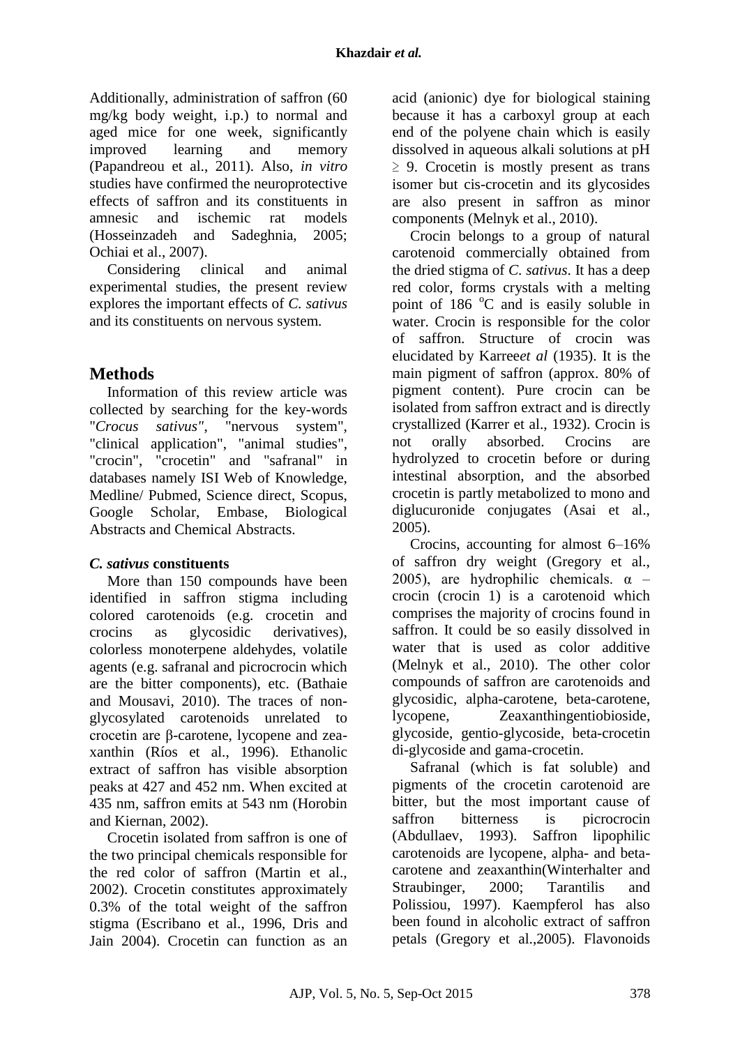Additionally, administration of saffron (60 mg/kg body weight, i.p.) to normal and aged mice for one week, significantly improved learning and memory (Papandreou et al., 2011). Also, *in vitro* studies have confirmed the neuroprotective effects of saffron and its constituents in amnesic and ischemic rat models (Hosseinzadeh and Sadeghnia, 2005; Ochiai et al., 2007).

Considering clinical and animal experimental studies, the present review explores the important effects of *C. sativus* and its constituents on nervous system.

## Methods

Information of this review article was collected by searching for the key-words "*Crocus sativus"*, "nervous system", "clinical application", "animal studies", "crocin", "crocetin" and "safranal" in databases namely ISI Web of Knowledge, Medline/ Pubmed, Science direct, Scopus, Google Scholar, Embase, Biological Abstracts and Chemical Abstracts.

### *C. sativus* constituents

More than 150 compounds have been identified in saffron stigma including colored carotenoids (e.g. crocetin and crocins as glycosidic derivatives), colorless monoterpene aldehydes, volatile agents (e.g. safranal and picrocrocin which are the bitter components), etc. (Bathaie and Mousavi, 2010). The traces of non-glycosylated carotenoids unrelated to crocetin are β-carotene, lycopene and zea-xanthin (Ríos et al., 1996). Ethanolic extract of saffron has visible absorption peaks at 427 and 452 nm. When excited at 435 nm, saffron emits at 543 nm (Horobin and Kiernan, 2002).

Crocetin isolated from saffron is one of the two principal chemicals responsible for the red color of saffron (Martin et al., 2002). Crocetin constitutes approximately 0.3% of the total weight of the saffron stigma (Escribano et al., 1996, Dris and Jain 2004). Crocetin can function as an acid (anionic) dye for biological staining because it has a carboxyl group at each end of the polyene chain which is easily dissolved in aqueous alkali solutions at pH $\geq$ 9. Crocetin is mostly present as trans isomer but cis-crocetin and its glycosides are also present in saffron as minor components (Melnyk et al., 2010).

Crocin belongs to a group of natural carotenoid commercially obtained from the dried stigma of *C. sativus*. It has a deep red color, forms crystals with a melting point of 186 $^{o}$C and is easily soluble in water. Crocin is responsible for the color of saffron. Structure of crocin was elucidated by Karree*et al* (1935). It is the main pigment of saffron (approx. 80% of pigment content). Pure crocin can be isolated from saffron extract and is directly crystallized (Karrer et al., 1932). Crocin is not orally absorbed. Crocins are hydrolyzed to crocetin before or during intestinal absorption, and the absorbed crocetin is partly metabolized to mono and diglucuronide conjugates (Asai et al., 2005).

Crocins, accounting for almost 6–16% of saffron dry weight (Gregory et al., 2005), are hydrophilic chemicals. α – crocin (crocin 1) is a carotenoid which comprises the majority of crocins found in saffron. It could be so easily dissolved in water that is used as color additive (Melnyk et al., 2010). The other color compounds of saffron are carotenoids and glycosidic, alpha-carotene, beta-carotene, lycopene, Zeaxanthingentiobioside, glycoside, gentio-glycoside, beta-crocetin di-glycoside and gama-crocetin.

Safranal (which is fat soluble) and pigments of the crocetin carotenoid are bitter, but the most important cause of saffron bitterness is picrocrocin (Abdullaev, 1993). Saffron lipophilic carotenoids are lycopene, alpha- and beta-carotene and zeaxanthin(Winterhalter and Straubinger, 2000; Tarantilis and Polissiou, 1997). Kaempferol has also been found in alcoholic extract of saffron petals (Gregory et al.,2005). Flavonoids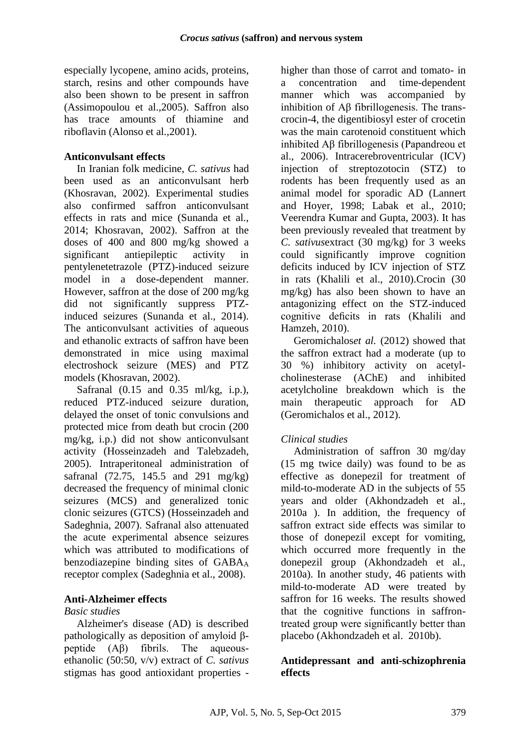especially lycopene, amino acids, proteins, starch, resins and other compounds have also been shown to be present in saffron (Assimopoulou et al.,2005). Saffron also has trace amounts of thiamine and riboflavin (Alonso et al.,2001).

## Anticonvulsant effects

In Iranian folk medicine, *C. sativus* had been used as an anticonvulsant herb (Khosravan, 2002). Experimental studies also confirmed saffron anticonvulsant effects in rats and mice (Sunanda et al., 2014; Khosravan, 2002). Saffron at the doses of 400 and 800 mg/kg showed a significant antiepileptic activity in pentylenetetrazole (PTZ)-induced seizure model in a dose-dependent manner. However, saffron at the dose of 200 mg/kg did not significantly suppress PTZ-induced seizures (Sunanda et al., 2014). The anticonvulsant activities of aqueous and ethanolic extracts of saffron have been demonstrated in mice using maximal electroshock seizure (MES) and PTZ models (Khosravan, 2002).

Safranal (0.15 and 0.35 ml/kg, i.p.), reduced PTZ-induced seizure duration, delayed the onset of tonic convulsions and protected mice from death but crocin (200 mg/kg, i.p.) did not show anticonvulsant activity (Hosseinzadeh and Talebzadeh, 2005). Intraperitoneal administration of safranal (72.75, 145.5 and 291 mg/kg) decreased the frequency of minimal clonic seizures (MCS) and generalized tonic clonic seizures (GTCS) (Hosseinzadeh and Sadeghnia, 2007). Safranal also attenuated the acute experimental absence seizures which was attributed to modifications of benzodiazepine binding sites of $GABA_A$ receptor complex (Sadeghnia et al., 2008).

## Anti-Alzheimer effects

### *Basic studies*

Alzheimer's disease (AD) is described pathologically as deposition of amyloid β-peptide (Aβ) fibrils. The aqueous-ethanolic (50:50, v/v) extract of *C. sativus* stigmas has good antioxidant properties - higher than those of carrot and tomato- in a concentration and time-dependent manner which was accompanied by inhibition of Aβ fibrillogenesis. The trans-crocin-4, the digentibiosyl ester of crocetin was the main carotenoid constituent which inhibited Aβ fibrillogenesis (Papandreou et al., 2006). Intracerebroventricular (ICV) injection of streptozotocin (STZ) to rodents has been frequently used as an animal model for sporadic AD (Lannert and Hoyer, 1998; Labak et al., 2010; Veerendra Kumar and Gupta, 2003). It has been previously revealed that treatment by *C. sativus*extract (30 mg/kg) for 3 weeks could significantly improve cognition deficits induced by ICV injection of STZ in rats (Khalili et al., 2010).Crocin (30 mg/kg) has also been shown to have an antagonizing effect on the STZ-induced cognitive deficits in rats (Khalili and Hamzeh, 2010).

Geromichalos*et al.* (2012) showed that the saffron extract had a moderate (up to 30 %) inhibitory activity on acetyl-cholinesterase (AChE) and inhibited acetylcholine breakdown which is the main therapeutic approach for AD (Geromichalos et al., 2012).

### *Clinical studies*

Administration of saffron 30 mg/day (15 mg twice daily) was found to be as effective as donepezil for treatment of mild-to-moderate AD in the subjects of 55 years and older (Akhondzadeh et al., 2010a ). In addition, the frequency of saffron extract side effects was similar to those of donepezil except for vomiting, which occurred more frequently in the donepezil group (Akhondzadeh et al., 2010a). In another study, 46 patients with mild-to-moderate AD were treated by saffron for 16 weeks. The results showed that the cognitive functions in saffron-treated group were significantly better than placebo (Akhondzadeh et al. 2010b).

## Antidepressant and anti-schizophrenia effects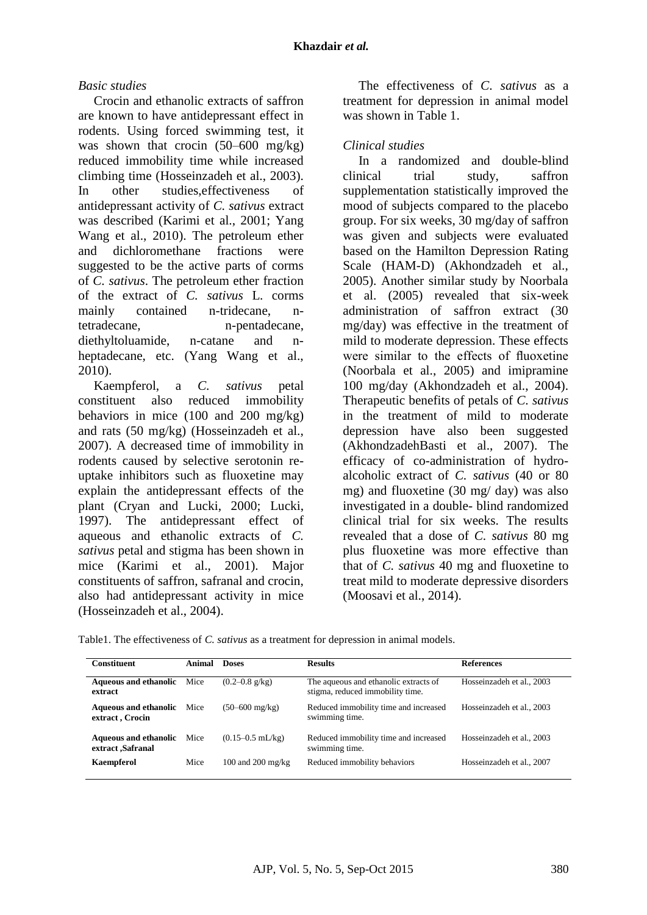*Basic studies*

Crocin and ethanolic extracts of saffron are known to have antidepressant effect in rodents. Using forced swimming test, it was shown that crocin (50–600 mg/kg) reduced immobility time while increased climbing time (Hosseinzadeh et al., 2003). In other studies,effectiveness of antidepressant activity of *C. sativus* extract was described (Karimi et al., 2001; Yang Wang et al., 2010). The petroleum ether and dichloromethane fractions were suggested to be the active parts of corms of *C. sativus*. The petroleum ether fraction of the extract of *C. sativus* L. corms mainly contained n-tridecane, n-tetradecane, n-pentadecane, diethyltoluamide, n-catane and n-heptadecane, etc. (Yang Wang et al., 2010).

Kaempferol, a *C. sativus* petal constituent also reduced immobility behaviors in mice (100 and 200 mg/kg) and rats (50 mg/kg) (Hosseinzadeh et al., 2007). A decreased time of immobility in rodents caused by selective serotonin re-uptake inhibitors such as fluoxetine may explain the antidepressant effects of the plant (Cryan and Lucki, 2000; Lucki, 1997). The antidepressant effect of aqueous and ethanolic extracts of *C. sativus* petal and stigma has been shown in mice (Karimi et al., 2001). Major constituents of saffron, safranal and crocin, also had antidepressant activity in mice (Hosseinzadeh et al., 2004).

The effectiveness of *C. sativus* as a treatment for depression in animal model was shown in Table 1.

*Clinical studies*

In a randomized and double-blind clinical trial study, saffron supplementation statistically improved the mood of subjects compared to the placebo group. For six weeks, 30 mg/day of saffron was given and subjects were evaluated based on the Hamilton Depression Rating Scale (HAM-D) (Akhondzadeh et al., 2005). Another similar study by Noorbala et al. (2005) revealed that six-week administration of saffron extract (30 mg/day) was effective in the treatment of mild to moderate depression. These effects were similar to the effects of fluoxetine (Noorbala et al., 2005) and imipramine 100 mg/day (Akhondzadeh et al., 2004). Therapeutic benefits of petals of *C. sativus* in the treatment of mild to moderate depression have also been suggested (AkhondzadehBasti et al., 2007). The efficacy of co-administration of hydro-alcoholic extract of *C. sativus* (40 or 80 mg) and fluoxetine (30 mg/ day) was also investigated in a double- blind randomized clinical trial for six weeks. The results revealed that a dose of *C. sativus* 80 mg plus fluoxetine was more effective than that of *C. sativus* 40 mg and fluoxetine to treat mild to moderate depressive disorders (Moosavi et al., 2014).

Table1. The effectiveness of *C. sativus* as a treatment for depression in animal models.

| Constituent | Animal | Doses | Results | References |
|---|---|---|---|---|
| **Aqueous and ethanolic extract** | Mice | (0.2–0.8 g/kg) | The aqueous and ethanolic extracts of stigma, reduced immobility time. | Hosseinzadeh et al., 2003 |
| **Aqueous and ethanolic extract , Crocin** | Mice | (50–600 mg/kg) | Reduced immobility time and increased swimming time. | Hosseinzadeh et al., 2003 |
| **Aqueous and ethanolic extract ,Safranal** | Mice | (0.15–0.5 mL/kg) | Reduced immobility time and increased swimming time. | Hosseinzadeh et al., 2003 |
| **Kaempferol** | Mice | 100 and 200 mg/kg | Reduced immobility behaviors | Hosseinzadeh et al., 2007 |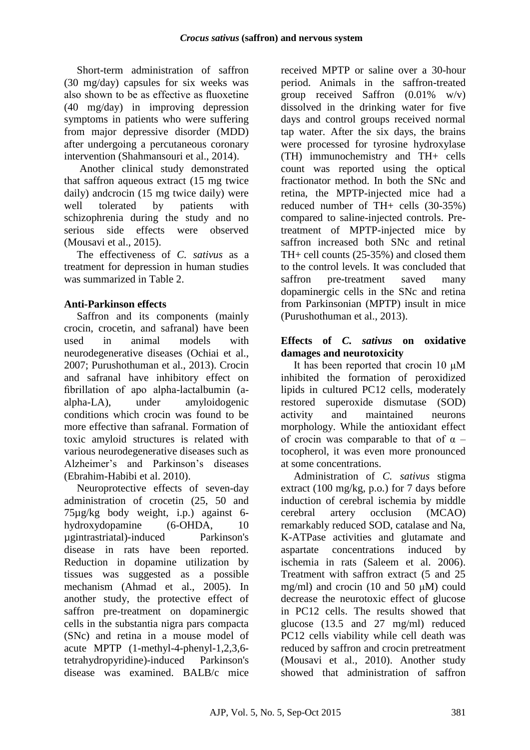Short-term administration of saffron (30 mg/day) capsules for six weeks was also shown to be as effective as fluoxetine (40 mg/day) in improving depression symptoms in patients who were suffering from major depressive disorder (MDD) after undergoing a percutaneous coronary intervention (Shahmansouri et al., 2014).

Another clinical study demonstrated that saffron aqueous extract (15 mg twice daily) andcrocin (15 mg twice daily) were well tolerated by patients with schizophrenia during the study and no serious side effects were observed (Mousavi et al., 2015).

The effectiveness of *C. sativus* as a treatment for depression in human studies was summarized in Table 2.

**Anti-Parkinson effects**

Saffron and its components (mainly crocin, crocetin, and safranal) have been used in animal models with neurodegenerative diseases (Ochiai et al., 2007; Purushothuman et al., 2013). Crocin and safranal have inhibitory effect on fibrillation of apo alpha-lactalbumin (a-alpha-LA), under amyloidogenic conditions which crocin was found to be more effective than safranal. Formation of toxic amyloid structures is related with various neurodegenerative diseases such as Alzheimer's and Parkinson's diseases (Ebrahim-Habibi et al. 2010).

Neuroprotective effects of seven-day administration of crocetin (25, 50 and 75µg/kg body weight, i.p.) against 6-hydroxydopamine (6-OHDA, 10 µgintrastriatal)-induced Parkinson's disease in rats have been reported. Reduction in dopamine utilization by tissues was suggested as a possible mechanism (Ahmad et al., 2005). In another study, the protective effect of saffron pre-treatment on dopaminergic cells in the substantia nigra pars compacta (SNc) and retina in a mouse model of acute MPTP (1-methyl-4-phenyl-1,2,3,6-tetrahydropyridine)-induced Parkinson's disease was examined. BALB/c mice received MPTP or saline over a 30-hour period. Animals in the saffron-treated group received Saffron (0.01% w/v) dissolved in the drinking water for five days and control groups received normal tap water. After the six days, the brains were processed for tyrosine hydroxylase (TH) immunochemistry and TH+ cells count was reported using the optical fractionator method. In both the SNc and retina, the MPTP-injected mice had a reduced number of TH+ cells (30-35%) compared to saline-injected controls. Pre-treatment of MPTP-injected mice by saffron increased both SNc and retinal TH+ cell counts (25-35%) and closed them to the control levels. It was concluded that saffron pre-treatment saved many dopaminergic cells in the SNc and retina from Parkinsonian (MPTP) insult in mice (Purushothuman et al., 2013).

**Effects of *C. sativus* on oxidative damages and neurotoxicity**

It has been reported that crocin 10 μM inhibited the formation of peroxidized lipids in cultured PC12 cells, moderately restored superoxide dismutase (SOD) activity and maintained neurons morphology. While the antioxidant effect of crocin was comparable to that of α – tocopherol, it was even more pronounced at some concentrations.

Administration of *C. sativus* stigma extract (100 mg/kg, p.o.) for 7 days before induction of cerebral ischemia by middle cerebral artery occlusion (MCAO) remarkably reduced SOD, catalase and Na, K-ATPase activities and glutamate and aspartate concentrations induced by ischemia in rats (Saleem et al. 2006). Treatment with saffron extract (5 and 25 mg/ml) and crocin (10 and 50 μM) could decrease the neurotoxic effect of glucose in PC12 cells. The results showed that glucose (13.5 and 27 mg/ml) reduced PC12 cells viability while cell death was reduced by saffron and crocin pretreatment (Mousavi et al., 2010). Another study showed that administration of saffron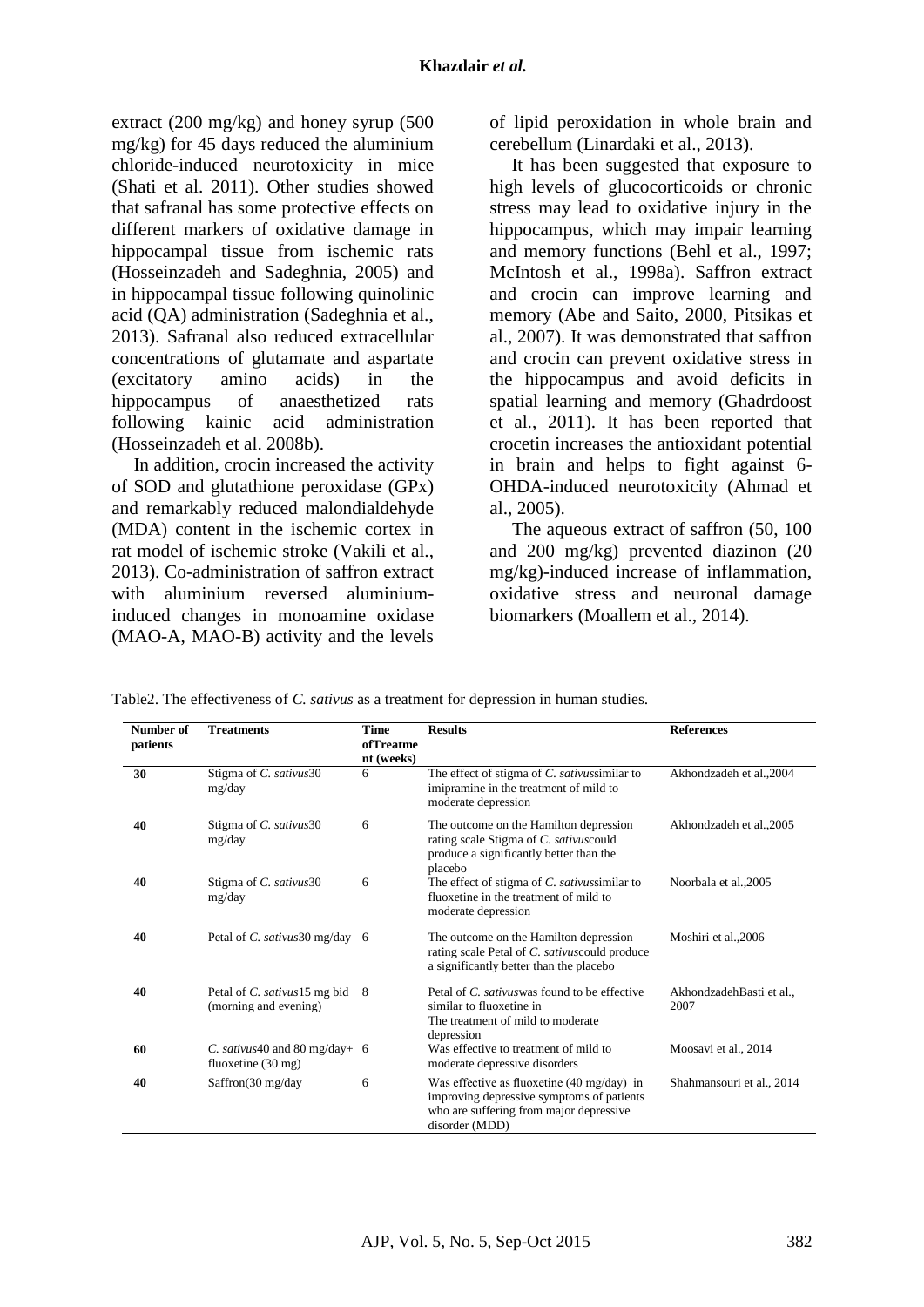extract (200 mg/kg) and honey syrup (500 mg/kg) for 45 days reduced the aluminium chloride-induced neurotoxicity in mice (Shati et al. 2011). Other studies showed that safranal has some protective effects on different markers of oxidative damage in hippocampal tissue from ischemic rats (Hosseinzadeh and Sadeghnia, 2005) and in hippocampal tissue following quinolinic acid (QA) administration (Sadeghnia et al., 2013). Safranal also reduced extracellular concentrations of glutamate and aspartate (excitatory amino acids) in the hippocampus of anaesthetized rats following kainic acid administration (Hosseinzadeh et al. 2008b).

In addition, crocin increased the activity of SOD and glutathione peroxidase (GPx) and remarkably reduced malondialdehyde (MDA) content in the ischemic cortex in rat model of ischemic stroke (Vakili et al., 2013). Co-administration of saffron extract with aluminium reversed aluminium-induced changes in monoamine oxidase (MAO-A, MAO-B) activity and the levels of lipid peroxidation in whole brain and cerebellum (Linardaki et al., 2013).

It has been suggested that exposure to high levels of glucocorticoids or chronic stress may lead to oxidative injury in the hippocampus, which may impair learning and memory functions (Behl et al., 1997; McIntosh et al., 1998a). Saffron extract and crocin can improve learning and memory (Abe and Saito, 2000, Pitsikas et al., 2007). It was demonstrated that saffron and crocin can prevent oxidative stress in the hippocampus and avoid deficits in spatial learning and memory (Ghadrdoost et al., 2011). It has been reported that crocetin increases the antioxidant potential in brain and helps to fight against 6-OHDA-induced neurotoxicity (Ahmad et al., 2005).

The aqueous extract of saffron (50, 100 and 200 mg/kg) prevented diazinon (20 mg/kg)-induced increase of inflammation, oxidative stress and neuronal damage biomarkers (Moallem et al., 2014).

Table2. The effectiveness of *C. sativus* as a treatment for depression in human studies.

| Number of patients | Treatments | Time ofTreatment (weeks) | Results | References |
|---|---|---|---|---|
| **30** | Stigma of *C. sativus*30 mg/day | 6 | The effect of stigma of *C. sativus*similar to imipramine in the treatment of mild to moderate depression | Akhondzadeh et al.,2004 |
| **40** | Stigma of *C. sativus*30 mg/day | 6 | The outcome on the Hamilton depression rating scale Stigma of *C. sativus*could produce a significantly better than the placebo | Akhondzadeh et al.,2005 |
| **40** | Stigma of *C. sativus*30 mg/day | 6 | The effect of stigma of *C. sativus*similar to fluoxetine in the treatment of mild to moderate depression | Noorbala et al.,2005 |
| **40** | Petal of *C. sativus*30 mg/day | 6 | The outcome on the Hamilton depression rating scale Petal of *C. sativus*could produce a significantly better than the placebo | Moshiri et al.,2006 |
| **40** | Petal of *C. sativus*15 mg bid (morning and evening) | 8 | Petal of *C. sativus*was found to be effective similar to fluoxetine in The treatment of mild to moderate depression | AkhondzadehBasti et al., 2007 |
| **60** | *C. sativus*40 and 80 mg/day+ fluoxetine (30 mg) | 6 | Was effective to treatment of mild to moderate depressive disorders | Moosavi et al., 2014 |
| **40** | Saffron(30 mg/day | 6 | Was effective as fluoxetine (40 mg/day) in improving depressive symptoms of patients who are suffering from major depressive disorder (MDD) | Shahmansouri et al., 2014 |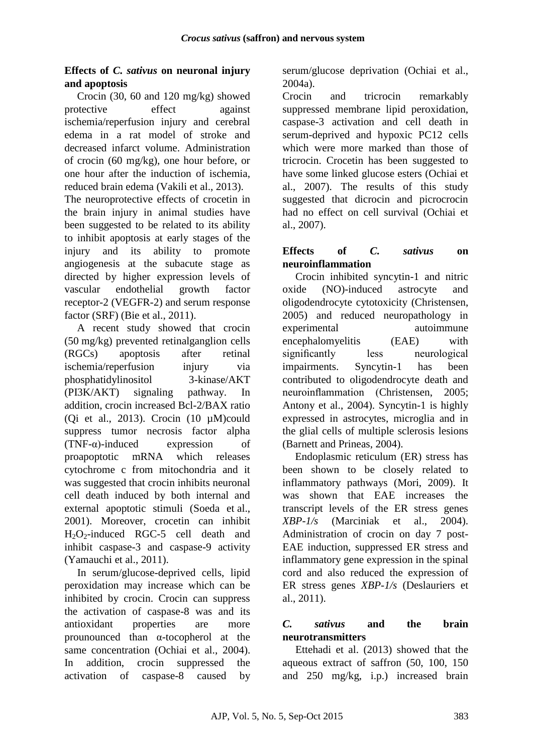## Effects of *C. sativus* on neuronal injury and apoptosis

Crocin (30, 60 and 120 mg/kg) showed protective effect against ischemia/reperfusion injury and cerebral edema in a rat model of stroke and decreased infarct volume. Administration of crocin (60 mg/kg), one hour before, or one hour after the induction of ischemia, reduced brain edema (Vakili et al., 2013).

The neuroprotective effects of crocetin in the brain injury in animal studies have been suggested to be related to its ability to inhibit apoptosis at early stages of the injury and its ability to promote angiogenesis at the subacute stage as directed by higher expression levels of vascular endothelial growth factor receptor-2 (VEGFR-2) and serum response factor (SRF) (Bie et al., 2011).

A recent study showed that crocin (50 mg/kg) prevented retinalganglion cells (RGCs) apoptosis after retinal ischemia/reperfusion injury via phosphatidylinositol 3-kinase/AKT (PI3K/AKT) signaling pathway. In addition, crocin increased Bcl-2/BAX ratio (Qi et al., 2013). Crocin (10 µM)could suppress tumor necrosis factor alpha (TNF-α)-induced expression of proapoptotic mRNA which releases cytochrome c from mitochondria and it was suggested that crocin inhibits neuronal cell death induced by both internal and external apoptotic stimuli (Soeda et al., 2001). Moreover, crocetin can inhibit $H_2O_2$-induced RGC-5 cell death and inhibit caspase-3 and caspase-9 activity (Yamauchi et al., 2011).

In serum/glucose-deprived cells, lipid peroxidation may increase which can be inhibited by crocin. Crocin can suppress the activation of caspase-8 was and its antioxidant properties are more prounounced than α-tocopherol at the same concentration (Ochiai et al., 2004). In addition, crocin suppressed the activation of caspase-8 caused by serum/glucose deprivation (Ochiai et al., 2004a).

Crocin and tricrocin remarkably suppressed membrane lipid peroxidation, caspase-3 activation and cell death in serum-deprived and hypoxic PC12 cells which were more marked than those of tricrocin. Crocetin has been suggested to have some linked glucose esters (Ochiai et al., 2007). The results of this study suggested that dicrocin and picrocrocin had no effect on cell survival (Ochiai et al., 2007).

## Effects of *C. sativus* on neuroinflammation

Crocin inhibited syncytin-1 and nitric oxide (NO)-induced astrocyte and oligodendrocyte cytotoxicity (Christensen, 2005) and reduced neuropathology in experimental autoimmune encephalomyelitis (EAE) with significantly less neurological impairments. Syncytin-1 has been contributed to oligodendrocyte death and neuroinflammation (Christensen, 2005; Antony et al., 2004). Syncytin-1 is highly expressed in astrocytes, microglia and in the glial cells of multiple sclerosis lesions (Barnett and Prineas, 2004).

Endoplasmic reticulum (ER) stress has been shown to be closely related to inflammatory pathways (Mori, 2009). It was shown that EAE increases the transcript levels of the ER stress genes *XBP-1/s* (Marciniak et al., 2004). Administration of crocin on day 7 post-EAE induction, suppressed ER stress and inflammatory gene expression in the spinal cord and also reduced the expression of ER stress genes *XBP-1/s* (Deslauriers et al., 2011).

## *C. sativus* and the brain neurotransmitters

Ettehadi et al. (2013) showed that the aqueous extract of saffron (50, 100, 150 and 250 mg/kg, i.p.) increased brain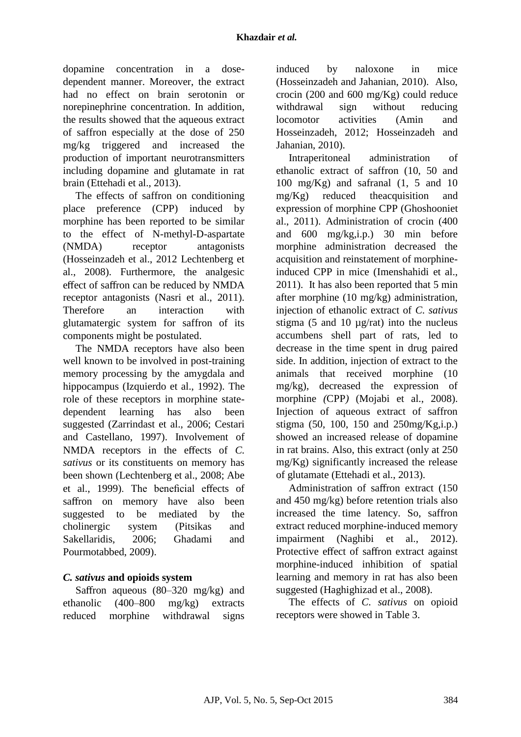dopamine concentration in a dose-dependent manner. Moreover, the extract had no effect on brain serotonin or norepinephrine concentration. In addition, the results showed that the aqueous extract of saffron especially at the dose of 250 mg/kg triggered and increased the production of important neurotransmitters including dopamine and glutamate in rat brain (Ettehadi et al., 2013).

The effects of saffron on conditioning place preference (CPP) induced by morphine has been reported to be similar to the effect of N-methyl-D-aspartate (NMDA) receptor antagonists (Hosseinzadeh et al., 2012 Lechtenberg et al., 2008). Furthermore, the analgesic effect of saffron can be reduced by NMDA receptor antagonists (Nasri et al., 2011). Therefore an interaction with glutamatergic system for saffron of its components might be postulated.

The NMDA receptors have also been well known to be involved in post-training memory processing by the amygdala and hippocampus (Izquierdo et al., 1992). The role of these receptors in morphine state-dependent learning has also been suggested (Zarrindast et al., 2006; Cestari and Castellano, 1997). Involvement of NMDA receptors in the effects of *C. sativus* or its constituents on memory has been shown (Lechtenberg et al., 2008; Abe et al., 1999). The beneficial effects of saffron on memory have also been suggested to be mediated by the cholinergic system (Pitsikas and Sakellaridis, 2006; Ghadami and Pourmotabbed, 2009).

### *C. sativus* and opioids system

Saffron aqueous (80–320 mg/kg) and ethanolic (400–800 mg/kg) extracts reduced morphine withdrawal signs induced by naloxone in mice (Hosseinzadeh and Jahanian, 2010). Also, crocin (200 and 600 mg/Kg) could reduce withdrawal sign without reducing locomotor activities (Amin and Hosseinzadeh, 2012; Hosseinzadeh and Jahanian, 2010).

Intraperitoneal administration of ethanolic extract of saffron (10, 50 and 100 mg/Kg) and safranal (1, 5 and 10 mg/Kg) reduced theacquisition and expression of morphine CPP (Ghoshooniet al., 2011). Administration of crocin (400 and 600 mg/kg,i.p.) 30 min before morphine administration decreased the acquisition and reinstatement of morphine-induced CPP in mice (Imenshahidi et al., 2011). It has also been reported that 5 min after morphine (10 mg/kg) administration, injection of ethanolic extract of *C. sativus* stigma (5 and 10 µg/rat) into the nucleus accumbens shell part of rats, led to decrease in the time spent in drug paired side. In addition, injection of extract to the animals that received morphine (10 mg/kg), decreased the expression of morphine *(*CPP*)* (Mojabi et al., 2008). Injection of aqueous extract of saffron stigma (50, 100, 150 and 250mg/Kg,i.p.) showed an increased release of dopamine in rat brains. Also, this extract (only at 250 mg/Kg) significantly increased the release of glutamate (Ettehadi et al., 2013).

Administration of saffron extract (150 and 450 mg/kg) before retention trials also increased the time latency. So, saffron extract reduced morphine-induced memory impairment (Naghibi et al., 2012). Protective effect of saffron extract against morphine-induced inhibition of spatial learning and memory in rat has also been suggested (Haghighizad et al., 2008).

The effects of *C. sativus* on opioid receptors were showed in Table 3.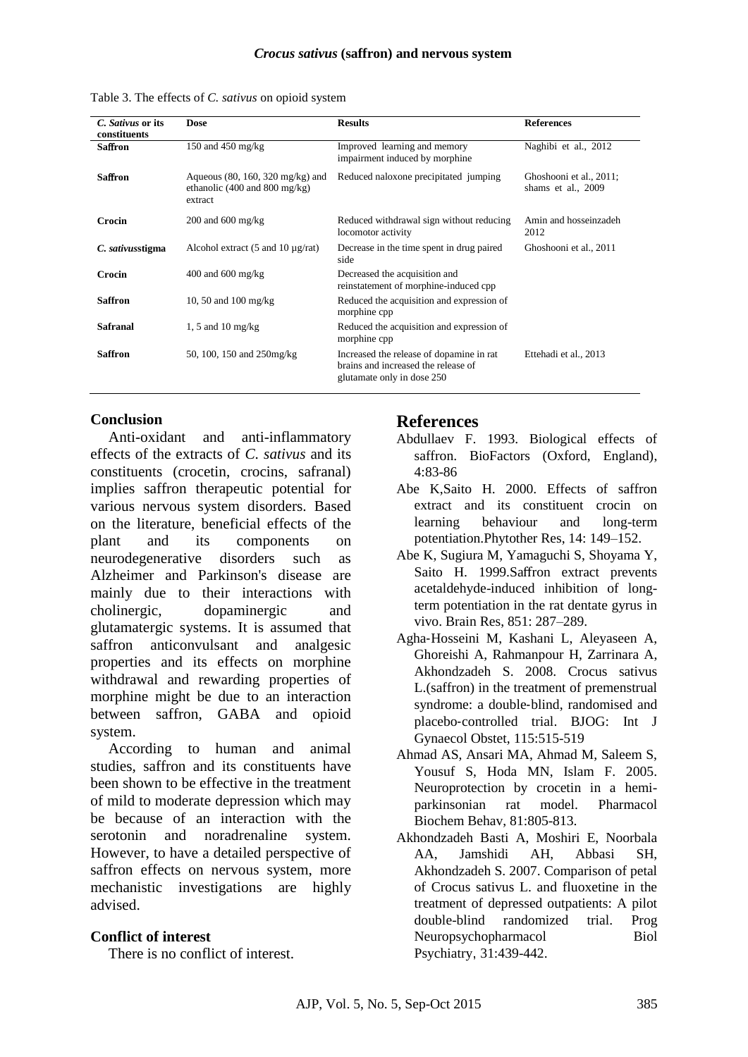Table 3. The effects of *C. sativus* on opioid system

| *C. Sativus* or its constituents | Dose | Results | References |
|---|---|---|---|
| **Saffron** | 150 and 450 mg/kg | Improved learning and memory impairment induced by morphine | Naghibi et al., 2012 |
| **Saffron** | Aqueous (80, 160, 320 mg/kg) and ethanolic (400 and 800 mg/kg) extract | Reduced naloxone precipitated jumping | Ghoshooni et al., 2011; shams et al., 2009 |
| **Crocin** | 200 and 600 mg/kg | Reduced withdrawal sign without reducing locomotor activity | Amin and hosseinzadeh 2012 |
| ***C. sativus*stigma** | Alcohol extract (5 and 10 µg/rat) | Decrease in the time spent in drug paired side | Ghoshooni et al., 2011 |
| **Crocin** | 400 and 600 mg/kg | Decreased the acquisition and reinstatement of morphine-induced cpp | |
| **Saffron** | 10, 50 and 100 mg/kg | Reduced the acquisition and expression of morphine cpp | |
| **Safranal** | 1, 5 and 10 mg/kg | Reduced the acquisition and expression of morphine cpp | |
| **Saffron** | 50, 100, 150 and 250mg/kg | Increased the release of dopamine in rat brains and increased the release of glutamate only in dose 250 | Ettehadi et al., 2013 |

## Conclusion

Anti-oxidant and anti-inflammatory effects of the extracts of *C. sativus* and its constituents (crocetin, crocins, safranal) implies saffron therapeutic potential for various nervous system disorders. Based on the literature, beneficial effects of the plant and its components on neurodegenerative disorders such as Alzheimer and Parkinson's disease are mainly due to their interactions with cholinergic, dopaminergic and glutamatergic systems. It is assumed that saffron anticonvulsant and analgesic properties and its effects on morphine withdrawal and rewarding properties of morphine might be due to an interaction between saffron, GABA and opioid system.

According to human and animal studies, saffron and its constituents have been shown to be effective in the treatment of mild to moderate depression which may be because of an interaction with the serotonin and noradrenaline system. However, to have a detailed perspective of saffron effects on nervous system, more mechanistic investigations are highly advised.

## Conflict of interest

There is no conflict of interest.

## References

Abdullaev F. 1993. Biological effects of saffron. BioFactors (Oxford, England), 4:83-86

Abe K,Saito H. 2000. Effects of saffron extract and its constituent crocin on learning behaviour and long-term potentiation.Phytother Res, 14: 149–152.

Abe K, Sugiura M, Yamaguchi S, Shoyama Y, Saito H. 1999.Saffron extract prevents acetaldehyde-induced inhibition of long-term potentiation in the rat dentate gyrus in vivo. Brain Res, 851: 287–289.

Agha-Hosseini M, Kashani L, Aleyaseen A, Ghoreishi A, Rahmanpour H, Zarrinara A, Akhondzadeh S. 2008. Crocus sativus L.(saffron) in the treatment of premenstrual syndrome: a double-blind, randomised and placebo-controlled trial. BJOG: Int J Gynaecol Obstet, 115:515-519

Ahmad AS, Ansari MA, Ahmad M, Saleem S, Yousuf S, Hoda MN, Islam F. 2005. Neuroprotection by crocetin in a hemi-parkinsonian rat model. Pharmacol Biochem Behav, 81:805-813.

Akhondzadeh Basti A, Moshiri E, Noorbala AA, Jamshidi AH, Abbasi SH, Akhondzadeh S. 2007. Comparison of petal of Crocus sativus L. and fluoxetine in the treatment of depressed outpatients: A pilot double-blind randomized trial. Prog Neuropsychopharmacol Biol Psychiatry, 31:439-442.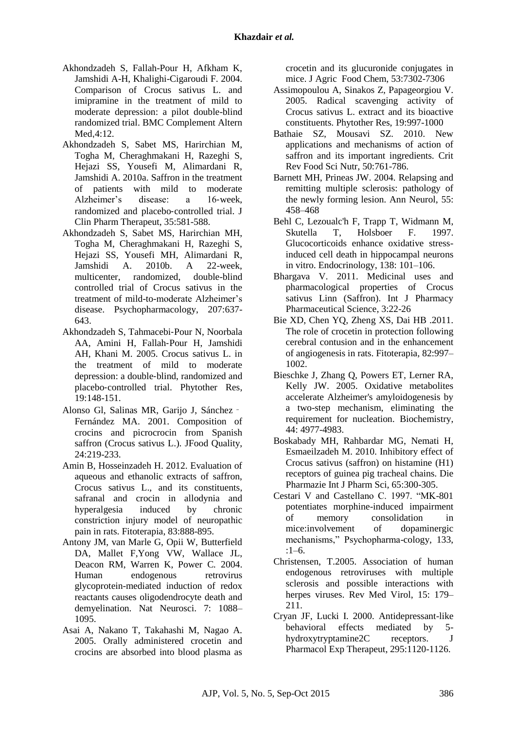Akhondzadeh S, Fallah-Pour H, Afkham K, Jamshidi A-H, Khalighi-Cigaroudi F. 2004. Comparison of Crocus sativus L. and imipramine in the treatment of mild to moderate depression: a pilot double-blind randomized trial. BMC Complement Altern Med,4:12.

Akhondzadeh S, Sabet MS, Harirchian M, Togha M, Cheraghmakani H, Razeghi S, Hejazi SS, Yousefi M, Alimardani R, Jamshidi A. 2010a. Saffron in the treatment of patients with mild to moderate Alzheimer's disease: a 16‐week, randomized and placebo‐controlled trial. J Clin Pharm Therapeut, 35:581-588.

Akhondzadeh S, Sabet MS, Harirchian MH, Togha M, Cheraghmakani H, Razeghi S, Hejazi SS, Yousefi MH, Alimardani R, Jamshidi A. 2010b. A 22-week, multicenter, randomized, double-blind controlled trial of Crocus sativus in the treatment of mild-to-moderate Alzheimer's disease. Psychopharmacology, 207:637-643.

Akhondzadeh S, Tahmacebi‐Pour N, Noorbala AA, Amini H, Fallah‐Pour H, Jamshidi AH, Khani M. 2005. Crocus sativus L. in the treatment of mild to moderate depression: a double‐blind, randomized and placebo‐controlled trial. Phytother Res, 19:148-151.

Alonso Gl, Salinas MR, Garijo J, Sánchez‐Fernández MA. 2001. Composition of crocins and picrocrocin from Spanish saffron (Crocus sativus L.). JFood Quality, 24:219-233.

Amin B, Hosseinzadeh H. 2012. Evaluation of aqueous and ethanolic extracts of saffron, Crocus sativus L., and its constituents, safranal and crocin in allodynia and hyperalgesia induced by chronic constriction injury model of neuropathic pain in rats. Fitoterapia, 83:888-895.

Antony JM, van Marle G, Opii W, Butterfield DA, Mallet F,Yong VW, Wallace JL, Deacon RM, Warren K, Power C. 2004. Human endogenous retrovirus glycoprotein-mediated induction of redox reactants causes oligodendrocyte death and demyelination. Nat Neurosci. 7: 1088–1095.

Asai A, Nakano T, Takahashi M, Nagao A. 2005. Orally administered crocetin and crocins are absorbed into blood plasma as crocetin and its glucuronide conjugates in mice. J Agric Food Chem, 53:7302-7306

Assimopoulou A, Sinakos Z, Papageorgiou V. 2005. Radical scavenging activity of Crocus sativus L. extract and its bioactive constituents. Phytother Res, 19:997-1000

Bathaie SZ, Mousavi SZ. 2010. New applications and mechanisms of action of saffron and its important ingredients. Crit Rev Food Sci Nutr, 50:761-786.

Barnett MH, Prineas JW. 2004. Relapsing and remitting multiple sclerosis: pathology of the newly forming lesion. Ann Neurol, 55: 458–468

Behl C, Lezoualc'h F, Trapp T, Widmann M, Skutella T, Holsboer F. 1997. Glucocorticoids enhance oxidative stress-induced cell death in hippocampal neurons in vitro. Endocrinology, 138: 101–106.

Bhargava V. 2011. Medicinal uses and pharmacological properties of Crocus sativus Linn (Saffron). Int J Pharmacy Pharmaceutical Science, 3:22-26

Bie XD, Chen YQ, Zheng XS, Dai HB .2011. The role of crocetin in protection following cerebral contusion and in the enhancement of angiogenesis in rats. Fitoterapia, 82:997–1002.

Bieschke J, Zhang Q, Powers ET, Lerner RA, Kelly JW. 2005. Oxidative metabolites accelerate Alzheimer's amyloidogenesis by a two-step mechanism, eliminating the requirement for nucleation. Biochemistry, 44: 4977-4983.

Boskabady MH, Rahbardar MG, Nemati H, Esmaeilzadeh M. 2010. Inhibitory effect of Crocus sativus (saffron) on histamine (H1) receptors of guinea pig tracheal chains. Die Pharmazie Int J Pharm Sci, 65:300-305.

Cestari V and Castellano C. 1997. "MK-801 potentiates morphine-induced impairment of memory consolidation in mice:involvement of dopaminergic mechanisms," Psychopharma-cology, 133, :1–6.

Christensen, T.2005. Association of human endogenous retroviruses with multiple sclerosis and possible interactions with herpes viruses. Rev Med Virol, 15: 179–211.

Cryan JF, Lucki I. 2000. Antidepressant-like behavioral effects mediated by 5-hydroxytryptamine2C receptors. J Pharmacol Exp Therapeut, 295:1120-1126.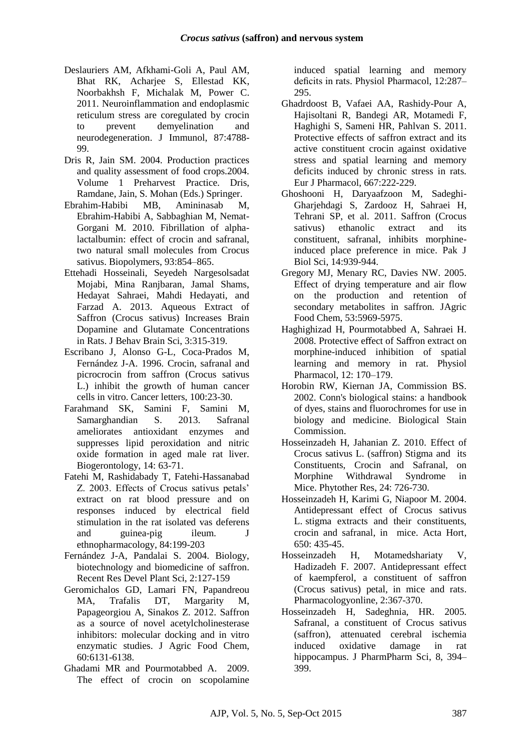Deslauriers AM, Afkhami-Goli A, Paul AM, Bhat RK, Acharjee S, Ellestad KK, Noorbakhsh F, Michalak M, Power C. 2011. Neuroinflammation and endoplasmic reticulum stress are coregulated by crocin to prevent demyelination and neurodegeneration. J Immunol, 87:4788-99.

Dris R, Jain SM. 2004. Production practices and quality assessment of food crops.2004. Volume 1 Preharvest Practice. Dris, Ramdane, Jain, S. Mohan (Eds.) Springer.

Ebrahim-Habibi MB, Amininasab M, Ebrahim-Habibi A, Sabbaghian M, Nemat-Gorgani M. 2010. Fibrillation of alpha-lactalbumin: effect of crocin and safranal, two natural small molecules from Crocus sativus. Biopolymers, 93:854–865.

Ettehadi Hosseinali, Seyedeh Nargesolsadat Mojabi, Mina Ranjbaran, Jamal Shams, Hedayat Sahraei, Mahdi Hedayati, and Farzad A. 2013. Aqueous Extract of Saffron (Crocus sativus) Increases Brain Dopamine and Glutamate Concentrations in Rats. J Behav Brain Sci, 3:315-319.

Escribano J, Alonso G-L, Coca-Prados M, Fernández J-A. 1996. Crocin, safranal and picrocrocin from saffron (Crocus sativus L.) inhibit the growth of human cancer cells in vitro. Cancer letters, 100:23-30.

Farahmand SK, Samini F, Samini M, Samarghandian S. 2013. Safranal ameliorates antioxidant enzymes and suppresses lipid peroxidation and nitric oxide formation in aged male rat liver. Biogerontology, 14: 63-71.

Fatehi M, Rashidabady T, Fatehi-Hassanabad Z. 2003. Effects of Crocus sativus petals' extract on rat blood pressure and on responses induced by electrical field stimulation in the rat isolated vas deferens and guinea-pig ileum. J ethnopharmacology, 84:199-203

Fernández J-A, Pandalai S. 2004. Biology, biotechnology and biomedicine of saffron. Recent Res Devel Plant Sci, 2:127-159

Geromichalos GD, Lamari FN, Papandreou MA, Trafalis DT, Margarity M, Papageorgiou A, Sinakos Z. 2012. Saffron as a source of novel acetylcholinesterase inhibitors: molecular docking and in vitro enzymatic studies. J Agric Food Chem, 60:6131-6138.

Ghadami MR and Pourmotabbed A. 2009. The effect of crocin on scopolamine induced spatial learning and memory deficits in rats. Physiol Pharmacol, 12:287–295.

Ghadrdoost B, Vafaei AA, Rashidy-Pour A, Hajisoltani R, Bandegi AR, Motamedi F, Haghighi S, Sameni HR, Pahlvan S. 2011. Protective effects of saffron extract and its active constituent crocin against oxidative stress and spatial learning and memory deficits induced by chronic stress in rats. Eur J Pharmacol, 667:222-229.

Ghoshooni H, Daryaafzoon M, Sadeghi-Gharjehdagi S, Zardooz H, Sahraei H, Tehrani SP, et al. 2011. Saffron (Crocus sativus) ethanolic extract and its constituent, safranal, inhibits morphine-induced place preference in mice. Pak J Biol Sci, 14:939-944.

Gregory MJ, Menary RC, Davies NW. 2005. Effect of drying temperature and air flow on the production and retention of secondary metabolites in saffron. JAgric Food Chem, 53:5969-5975.

Haghighizad H, Pourmotabbed A, Sahraei H. 2008. Protective effect of Saffron extract on morphine-induced inhibition of spatial learning and memory in rat. Physiol Pharmacol, 12: 170–179.

Horobin RW, Kiernan JA, Commission BS. 2002. Conn's biological stains: a handbook of dyes, stains and fluorochromes for use in biology and medicine. Biological Stain Commission.

Hosseinzadeh H, Jahanian Z. 2010. Effect of Crocus sativus L. (saffron) Stigma and its Constituents, Crocin and Safranal, on Morphine Withdrawal Syndrome in Mice. Phytother Res, 24: 726-730.

Hosseinzadeh H, Karimi G, Niapoor M. 2004. Antidepressant effect of Crocus sativus L. stigma extracts and their constituents, crocin and safranal, in mice. Acta Hort, 650: 435-45.

Hosseinzadeh H, Motamedshariaty V, Hadizadeh F. 2007. Antidepressant effect of kaempferol, a constituent of saffron (Crocus sativus) petal, in mice and rats. Pharmacologyonline, 2:367-370.

Hosseinzadeh H, Sadeghnia, HR. 2005. Safranal, a constituent of Crocus sativus (saffron), attenuated cerebral ischemia induced oxidative damage in rat hippocampus. J PharmPharm Sci, 8, 394–399.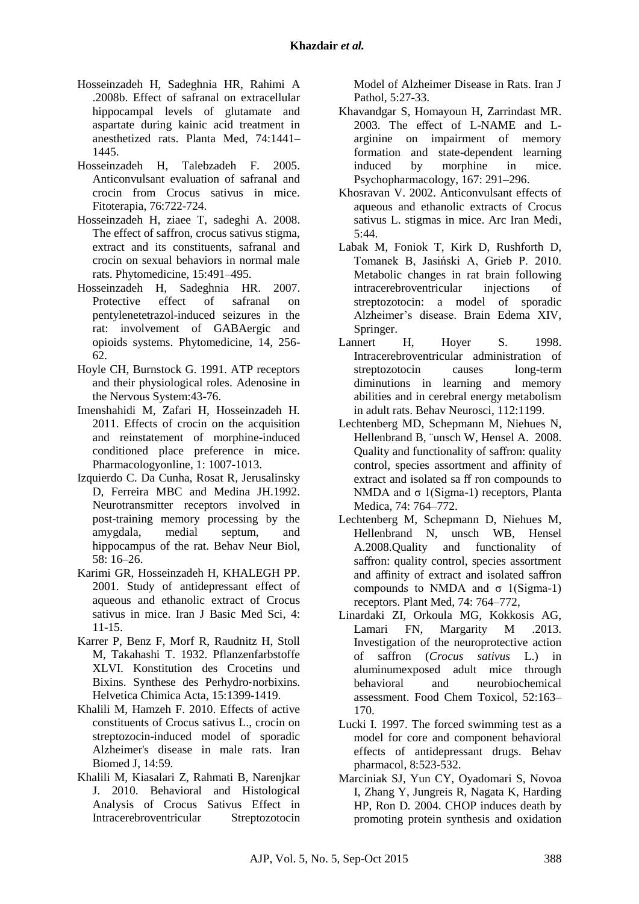Hosseinzadeh H, Sadeghnia HR, Rahimi A .2008b. Effect of safranal on extracellular hippocampal levels of glutamate and aspartate during kainic acid treatment in anesthetized rats. Planta Med, 74:1441–1445.

Hosseinzadeh H, Talebzadeh F. 2005. Anticonvulsant evaluation of safranal and crocin from Crocus sativus in mice. Fitoterapia, 76:722-724.

Hosseinzadeh H, ziaee T, sadeghi A. 2008. The effect of saffron, crocus sativus stigma, extract and its constituents, safranal and crocin on sexual behaviors in normal male rats. Phytomedicine, 15:491–495.

Hosseinzadeh H, Sadeghnia HR. 2007. Protective effect of safranal on pentylenetetrazol-induced seizures in the rat: involvement of GABAergic and opioids systems. Phytomedicine, 14, 256-62.

Hoyle CH, Burnstock G. 1991. ATP receptors and their physiological roles. Adenosine in the Nervous System:43-76.

Imenshahidi M, Zafari H, Hosseinzadeh H. 2011. Effects of crocin on the acquisition and reinstatement of morphine-induced conditioned place preference in mice. Pharmacologyonline, 1: 1007-1013.

Izquierdo C. Da Cunha, Rosat R, Jerusalinsky D, Ferreira MBC and Medina JH.1992. Neurotransmitter receptors involved in post-training memory processing by the amygdala, medial septum, and hippocampus of the rat. Behav Neur Biol, 58: 16–26.

Karimi GR, Hosseinzadeh H, KHALEGH PP. 2001. Study of antidepressant effect of aqueous and ethanolic extract of Crocus sativus in mice. Iran J Basic Med Sci, 4: 11-15.

Karrer P, Benz F, Morf R, Raudnitz H, Stoll M, Takahashi T. 1932. Pflanzenfarbstoffe XLVI. Konstitution des Crocetins und Bixins. Synthese des Perhydro‐norbixins. Helvetica Chimica Acta, 15:1399-1419.

Khalili M, Hamzeh F. 2010. Effects of active constituents of Crocus sativus L., crocin on streptozocin-induced model of sporadic Alzheimer's disease in male rats. Iran Biomed J, 14:59.

Khalili M, Kiasalari Z, Rahmati B, Narenjkar J. 2010. Behavioral and Histological Analysis of Crocus Sativus Effect in Intracerebroventricular Streptozotocin Model of Alzheimer Disease in Rats. Iran J Pathol, 5:27-33.

Khavandgar S, Homayoun H, Zarrindast MR. 2003. The effect of L-NAME and L-arginine on impairment of memory formation and state-dependent learning induced by morphine in mice. Psychopharmacology, 167: 291–296.

Khosravan V. 2002. Anticonvulsant effects of aqueous and ethanolic extracts of Crocus sativus L. stigmas in mice. Arc Iran Medi, 5:44.

Labak M, Foniok T, Kirk D, Rushforth D, Tomanek B, Jasiński A, Grieb P. 2010. Metabolic changes in rat brain following intracerebroventricular injections of streptozotocin: a model of sporadic Alzheimer's disease. Brain Edema XIV, Springer.

Lannert H, Hoyer S. 1998. Intracerebroventricular administration of streptozotocin causes long-term diminutions in learning and memory abilities and in cerebral energy metabolism in adult rats. Behav Neurosci, 112:1199.

Lechtenberg MD, Schepmann M, Niehues N, Hellenbrand B, ¨unsch W, Hensel A. 2008. Quality and functionality of saffron: quality control, species assortment and affinity of extract and isolated sa ff ron compounds to NMDA and σ 1(Sigma-1) receptors, Planta Medica, 74: 764–772.

Lechtenberg M, Schepmann D, Niehues M, Hellenbrand N, unsch WB, Hensel A.2008.Quality and functionality of saffron: quality control, species assortment and affinity of extract and isolated saffron compounds to NMDA and σ 1(Sigma-1) receptors. Plant Med, 74: 764–772,

Linardaki ZI, Orkoula MG, Kokkosis AG, Lamari FN, Margarity M .2013. Investigation of the neuroprotective action of saffron (*Crocus sativus* L.) in aluminumexposed adult mice through behavioral and neurobiochemical assessment. Food Chem Toxicol, 52:163–170.

Lucki I. 1997. The forced swimming test as a model for core and component behavioral effects of antidepressant drugs. Behav pharmacol, 8:523-532.

Marciniak SJ, Yun CY, Oyadomari S, Novoa I, Zhang Y, Jungreis R, Nagata K, Harding HP, Ron D. 2004. CHOP induces death by promoting protein synthesis and oxidation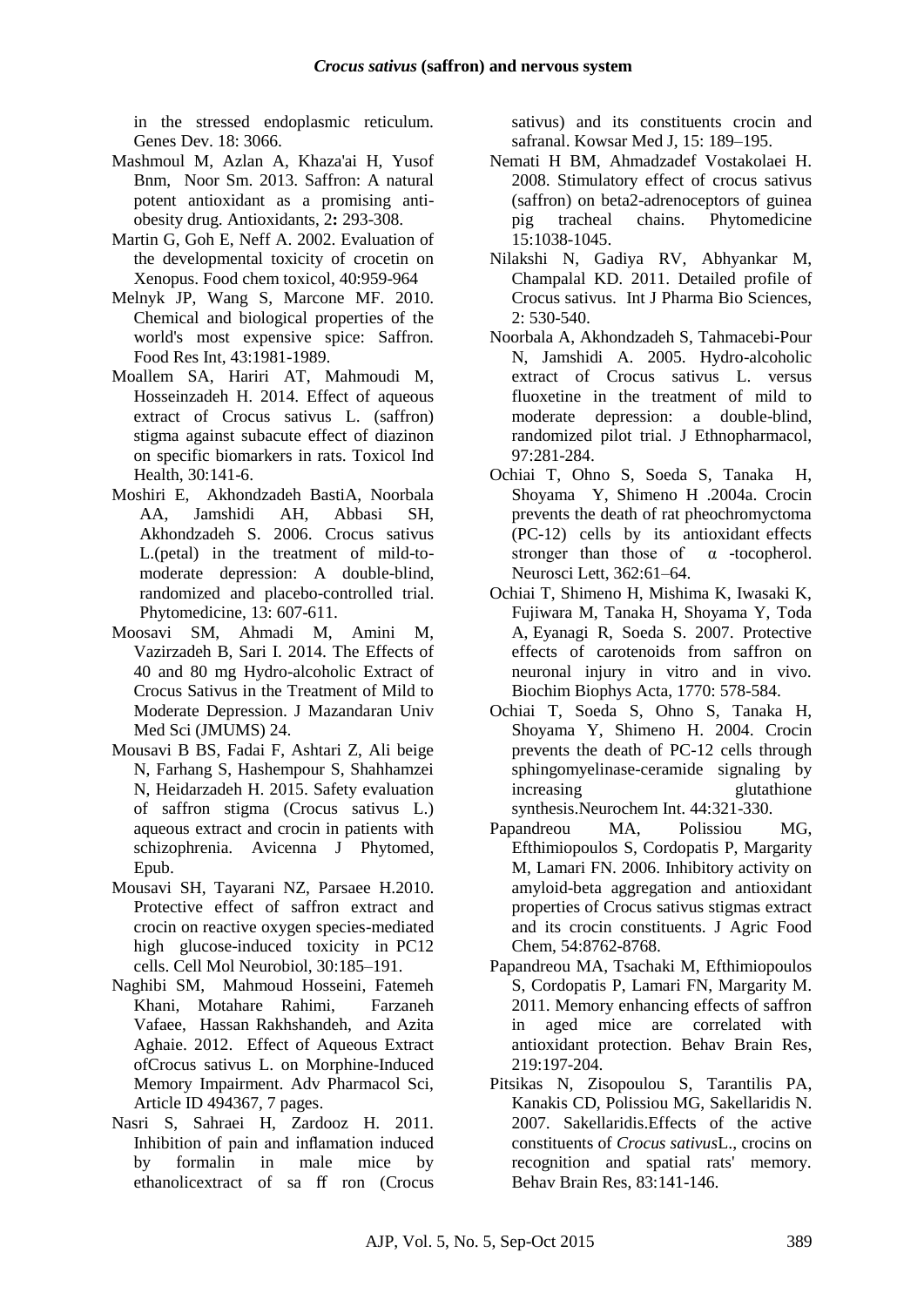in the stressed endoplasmic reticulum. Genes Dev. 18: 3066.

Mashmoul M, Azlan A, Khaza'ai H, Yusof Bnm, Noor Sm. 2013. Saffron: A natural potent antioxidant as a promising anti-obesity drug. Antioxidants, 2**:** 293-308.

Martin G, Goh E, Neff A. 2002. Evaluation of the developmental toxicity of crocetin on Xenopus. Food chem toxicol, 40:959-964

Melnyk JP, Wang S, Marcone MF. 2010. Chemical and biological properties of the world's most expensive spice: Saffron. Food Res Int, 43:1981-1989.

Moallem SA, Hariri AT, Mahmoudi M, Hosseinzadeh H. 2014. Effect of aqueous extract of Crocus sativus L. (saffron) stigma against subacute effect of diazinon on specific biomarkers in rats. Toxicol Ind Health, 30:141-6.

Moshiri E, Akhondzadeh BastiA, Noorbala AA, Jamshidi AH, Abbasi SH, Akhondzadeh S. 2006. Crocus sativus L.(petal) in the treatment of mild-to-moderate depression: A double-blind, randomized and placebo-controlled trial. Phytomedicine, 13: 607-611.

Moosavi SM, Ahmadi M, Amini M, Vazirzadeh B, Sari I. 2014. The Effects of 40 and 80 mg Hydro-alcoholic Extract of Crocus Sativus in the Treatment of Mild to Moderate Depression. J Mazandaran Univ Med Sci (JMUMS) 24.

Mousavi B BS, Fadai F, Ashtari Z, Ali beige N, Farhang S, Hashempour S, Shahhamzei N, Heidarzadeh H. 2015. Safety evaluation of saffron stigma (Crocus sativus L.) aqueous extract and crocin in patients with schizophrenia. Avicenna J Phytomed, Epub.

Mousavi SH, Tayarani NZ, Parsaee H.2010. Protective effect of saffron extract and crocin on reactive oxygen species-mediated high glucose-induced toxicity in PC12 cells. Cell Mol Neurobiol, 30:185–191.

Naghibi SM, Mahmoud Hosseini, Fatemeh Khani, Motahare Rahimi, Farzaneh Vafaee, Hassan Rakhshandeh, and Azita Aghaie. 2012. Effect of Aqueous Extract ofCrocus sativus L. on Morphine-Induced Memory Impairment. Adv Pharmacol Sci, Article ID 494367, 7 pages.

Nasri S, Sahraei H, Zardooz H. 2011. Inhibition of pain and inflamation induced by formalin in male mice by ethanolicextract of sa ff ron (Crocus sativus) and its constituents crocin and safranal. Kowsar Med J, 15: 189–195.

Nemati H BM, Ahmadzadef Vostakolaei H. 2008. Stimulatory effect of crocus sativus (saffron) on beta2-adrenoceptors of guinea pig tracheal chains. Phytomedicine 15:1038-1045.

Nilakshi N, Gadiya RV, Abhyankar M, Champalal KD. 2011. Detailed profile of Crocus sativus. Int J Pharma Bio Sciences, 2: 530-540.

Noorbala A, Akhondzadeh S, Tahmacebi-Pour N, Jamshidi A. 2005. Hydro-alcoholic extract of Crocus sativus L. versus fluoxetine in the treatment of mild to moderate depression: a double-blind, randomized pilot trial. J Ethnopharmacol, 97:281-284.

Ochiai T, Ohno S, Soeda S, Tanaka H, Shoyama Y, Shimeno H .2004a. Crocin prevents the death of rat pheochromyctoma (PC-12) cells by its antioxidant effects stronger than those of α -tocopherol. Neurosci Lett, 362:61–64.

Ochiai T, Shimeno H, Mishima K, Iwasaki K, Fujiwara M, Tanaka H, Shoyama Y, Toda A, Eyanagi R, Soeda S. 2007. Protective effects of carotenoids from saffron on neuronal injury in vitro and in vivo. Biochim Biophys Acta, 1770: 578-584.

Ochiai T, Soeda S, Ohno S, Tanaka H, Shoyama Y, Shimeno H. 2004. Crocin prevents the death of PC-12 cells through sphingomyelinase-ceramide signaling by increasing glutathione synthesis.Neurochem Int. 44:321-330.

Papandreou MA, Polissiou MG, Efthimiopoulos S, Cordopatis P, Margarity M, Lamari FN. 2006. Inhibitory activity on amyloid-beta aggregation and antioxidant properties of Crocus sativus stigmas extract and its crocin constituents. J Agric Food Chem, 54:8762-8768.

Papandreou MA, Tsachaki M, Efthimiopoulos S, Cordopatis P, Lamari FN, Margarity M. 2011. Memory enhancing effects of saffron in aged mice are correlated with antioxidant protection. Behav Brain Res, 219:197-204.

Pitsikas N, Zisopoulou S, Tarantilis PA, Kanakis CD, Polissiou MG, Sakellaridis N. 2007. Sakellaridis.Effects of the active constituents of *Crocus sativus*L., crocins on recognition and spatial rats' memory. Behav Brain Res, 83:141-146.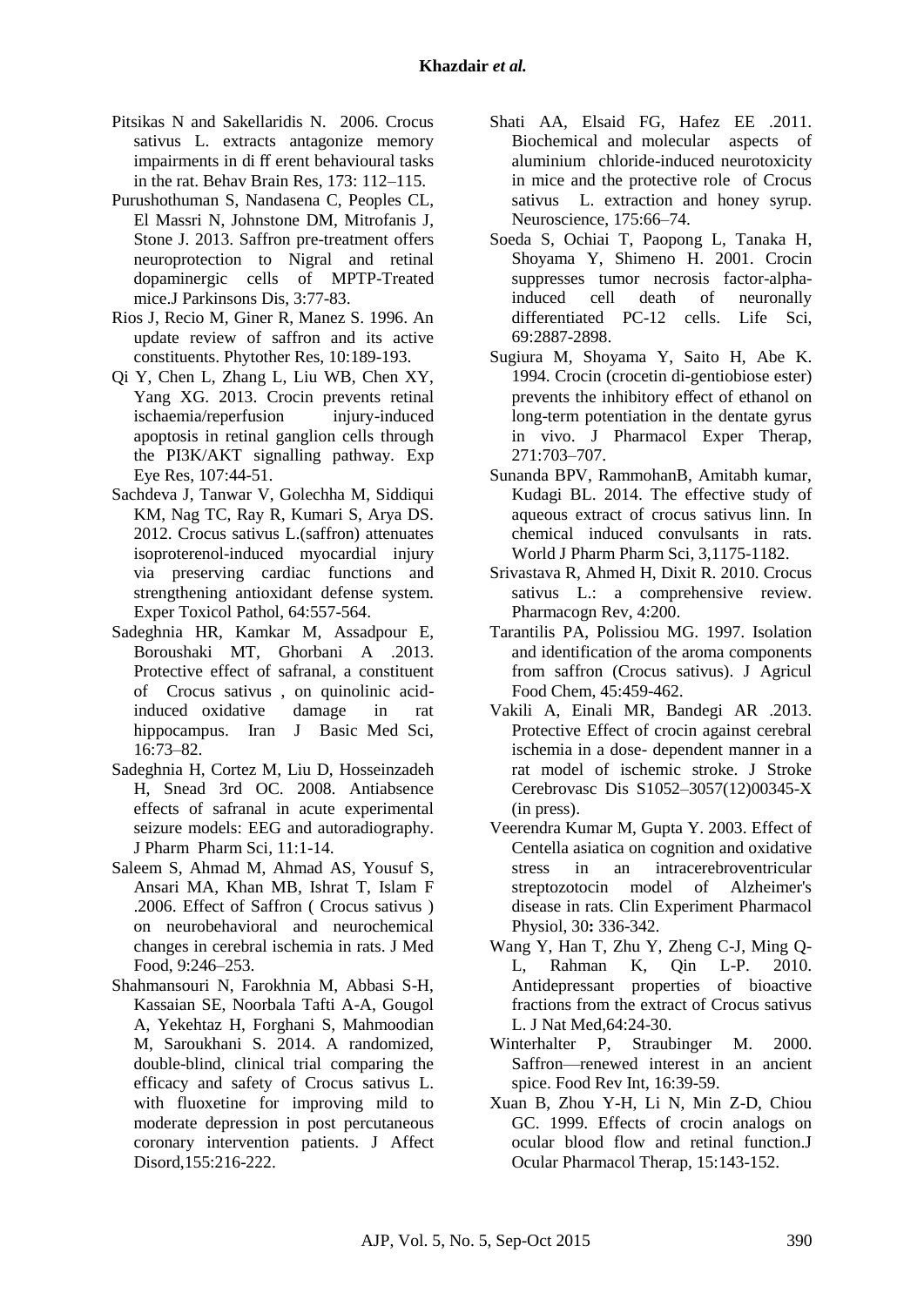Pitsikas N and Sakellaridis N. 2006. Crocus sativus L. extracts antagonize memory impairments in di ff erent behavioural tasks in the rat. Behav Brain Res, 173: 112–115.

Purushothuman S, Nandasena C, Peoples CL, El Massri N, Johnstone DM, Mitrofanis J, Stone J. 2013. Saffron pre-treatment offers neuroprotection to Nigral and retinal dopaminergic cells of MPTP-Treated mice.J Parkinsons Dis, 3:77-83.

Rios J, Recio M, Giner R, Manez S. 1996. An update review of saffron and its active constituents. Phytother Res, 10:189-193.

Qi Y, Chen L, Zhang L, Liu WB, Chen XY, Yang XG. 2013. Crocin prevents retinal ischaemia/reperfusion injury-induced apoptosis in retinal ganglion cells through the PI3K/AKT signalling pathway. Exp Eye Res, 107:44-51.

Sachdeva J, Tanwar V, Golechha M, Siddiqui KM, Nag TC, Ray R, Kumari S, Arya DS. 2012. Crocus sativus L.(saffron) attenuates isoproterenol-induced myocardial injury via preserving cardiac functions and strengthening antioxidant defense system. Exper Toxicol Pathol, 64:557-564.

Sadeghnia HR, Kamkar M, Assadpour E, Boroushaki MT, Ghorbani A .2013. Protective effect of safranal, a constituent of Crocus sativus , on quinolinic acid-induced oxidative damage in rat hippocampus. Iran J Basic Med Sci, 16:73–82.

Sadeghnia H, Cortez M, Liu D, Hosseinzadeh H, Snead 3rd OC. 2008. Antiabsence effects of safranal in acute experimental seizure models: EEG and autoradiography. J Pharm Pharm Sci, 11:1-14.

Saleem S, Ahmad M, Ahmad AS, Yousuf S, Ansari MA, Khan MB, Ishrat T, Islam F .2006. Effect of Saffron ( Crocus sativus ) on neurobehavioral and neurochemical changes in cerebral ischemia in rats. J Med Food, 9:246–253.

Shahmansouri N, Farokhnia M, Abbasi S-H, Kassaian SE, Noorbala Tafti A-A, Gougol A, Yekehtaz H, Forghani S, Mahmoodian M, Saroukhani S. 2014. A randomized, double-blind, clinical trial comparing the efficacy and safety of Crocus sativus L. with fluoxetine for improving mild to moderate depression in post percutaneous coronary intervention patients. J Affect Disord,155:216-222.

Shati AA, Elsaid FG, Hafez EE .2011. Biochemical and molecular aspects of aluminium chloride-induced neurotoxicity in mice and the protective role of Crocus sativus L. extraction and honey syrup. Neuroscience, 175:66–74.

Soeda S, Ochiai T, Paopong L, Tanaka H, Shoyama Y, Shimeno H. 2001. Crocin suppresses tumor necrosis factor-alpha-induced cell death of neuronally differentiated PC-12 cells. Life Sci, 69:2887-2898.

Sugiura M, Shoyama Y, Saito H, Abe K. 1994. Crocin (crocetin di-gentiobiose ester) prevents the inhibitory effect of ethanol on long-term potentiation in the dentate gyrus in vivo. J Pharmacol Exper Therap, 271:703–707.

Sunanda BPV, RammohanB, Amitabh kumar, Kudagi BL. 2014. The effective study of aqueous extract of crocus sativus linn. In chemical induced convulsants in rats. World J Pharm Pharm Sci, 3,1175-1182.

Srivastava R, Ahmed H, Dixit R. 2010. Crocus sativus L.: a comprehensive review. Pharmacogn Rev, 4:200.

Tarantilis PA, Polissiou MG. 1997. Isolation and identification of the aroma components from saffron (Crocus sativus). J Agricul Food Chem, 45:459-462.

Vakili A, Einali MR, Bandegi AR .2013. Protective Effect of crocin against cerebral ischemia in a dose- dependent manner in a rat model of ischemic stroke. J Stroke Cerebrovasc Dis S1052–3057(12)00345-X (in press).

Veerendra Kumar M, Gupta Y. 2003. Effect of Centella asiatica on cognition and oxidative stress in an intracerebroventricular streptozotocin model of Alzheimer's disease in rats. Clin Experiment Pharmacol Physiol, 30**:** 336-342.

Wang Y, Han T, Zhu Y, Zheng C-J, Ming Q-L, Rahman K, Qin L-P. 2010. Antidepressant properties of bioactive fractions from the extract of Crocus sativus L. J Nat Med,64:24-30.

Winterhalter P, Straubinger M. 2000. Saffron—renewed interest in an ancient spice. Food Rev Int, 16:39-59.

Xuan B, Zhou Y-H, Li N, Min Z-D, Chiou GC. 1999. Effects of crocin analogs on ocular blood flow and retinal function.J Ocular Pharmacol Therap, 15:143-152.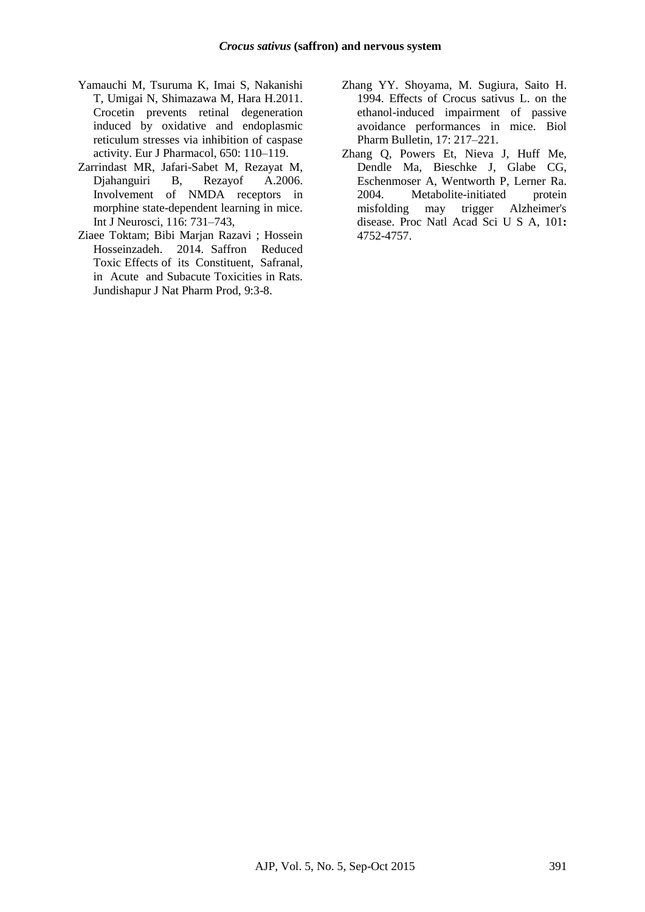Yamauchi M, Tsuruma K, Imai S, Nakanishi T, Umigai N, Shimazawa M, Hara H.2011. Crocetin prevents retinal degeneration induced by oxidative and endoplasmic reticulum stresses via inhibition of caspase activity. Eur J Pharmacol, 650: 110–119.

Zarrindast MR, Jafari-Sabet M, Rezayat M, Djahanguiri B, Rezayof A.2006. Involvement of NMDA receptors in morphine state-dependent learning in mice. Int J Neurosci, 116: 731–743,

Ziaee Toktam; Bibi Marjan Razavi ; Hossein Hosseinzadeh. 2014. Saffron Reduced Toxic Effects of its Constituent, Safranal, in Acute and Subacute Toxicities in Rats. Jundishapur J Nat Pharm Prod, 9:3-8.

Zhang YY. Shoyama, M. Sugiura, Saito H. 1994. Effects of Crocus sativus L. on the ethanol-induced impairment of passive avoidance performances in mice. Biol Pharm Bulletin, 17: 217–221.

Zhang Q, Powers Et, Nieva J, Huff Me, Dendle Ma, Bieschke J, Glabe CG, Eschenmoser A, Wentworth P, Lerner Ra. 2004. Metabolite-initiated protein misfolding may trigger Alzheimer's disease. Proc Natl Acad Sci U S A, 101**:** 4752-4757.